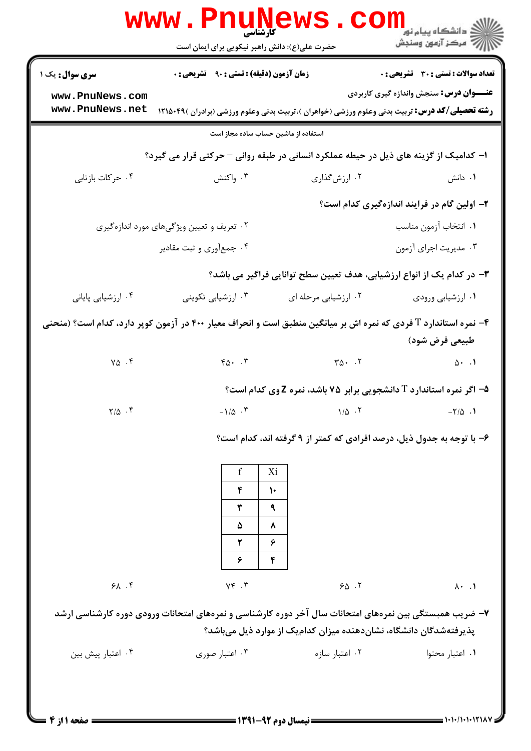**کارشناسی**

حضرت علی(ع): دانش راهبر نیکویی برای ایمان است

**سری سوال:** یک ۱ | **زمان آزمون (دقیقه) : تستی : ۹۰ تشریحی : ۰** | **تعداد سوالات : تستی : ۳۰ تشریحی : ۰**

**عنـــوان درس:** سنجش واندازه گیری کاربردی

**رشته تحصیلی/کد درس:** تربیت بدنی وعلوم ورزشی (خواهران )،تربیت بدنی وعلوم ورزشی (برادران )۱۲۱۵۰۴۹

استفاده از ماشین حساب ساده مجاز است

**۱- کدامیک از گزینه های ذیل در حیطه عملکرد انسانی در طبقه روانی – حرکتی قرار می گیرد؟**

۱. دانش
۲. ارزش‌گذاری
۳. واکنش
۴. حرکات بازتابی

**۲- اولین گام در فرایند اندازه‌گیری کدام است؟**

۱. انتخاب آزمون مناسب
۲. تعریف و تعیین ویژگی‌های مورد اندازه‌گیری
۳. مدیریت اجرای آزمون
۴. جمع‌آوری و ثبت مقادیر

**۳- در کدام یک از انواع ارزشیابی، هدف تعیین سطح توانایی فراگیر می باشد؟**

۱. ارزشیابی ورودی
۲. ارزشیابی مرحله ای
۳. ارزشیابی تکوینی
۴. ارزشیابی پایانی

**۴- نمره استاندارد T فردی که نمره اش بر میانگین منطبق است و انحراف معیار ۴۰۰ در آزمون کوپر دارد، کدام است؟ (منحنی طبیعی فرض شود)**

۱. ۵۰
۲. ۳۵۰
۳. ۴۵۰
۴. ۷۵

**۵- اگر نمره استاندارد T دانشجویی برابر ۷۵ باشد، نمره Z وی کدام است؟**

۱. ۲/۵-
۲. ۱/۵
۳. ۱/۵-
۴. ۲/۵

**۶- با توجه به جدول ذیل، درصد افرادی که کمتر از ۹ گرفته اند، کدام است؟**

| Xi | f |
|---|---|
| ۱۰ | ۴ |
| ۹ | ۳ |
| ۸ | ۵ |
| ۶ | ۲ |
| ۴ | ۶ |

۱. ۸۰
۲. ۶۵
۳. ۷۴
۴. ۶۸

**۷- ضریب همبستگی بین نمره‌های امتحانات سال آخر دوره کارشناسی و نمره‌های امتحانات ورودی دوره کارشناسی ارشد پذیرفته‌شدگان دانشگاه، نشان‌دهنده میزان کدام‌یک از موارد ذیل می‌باشد؟**

۱. اعتبار محتوا
۲. اعتبار سازه
۳. اعتبار صوری
۴. اعتبار پیش بین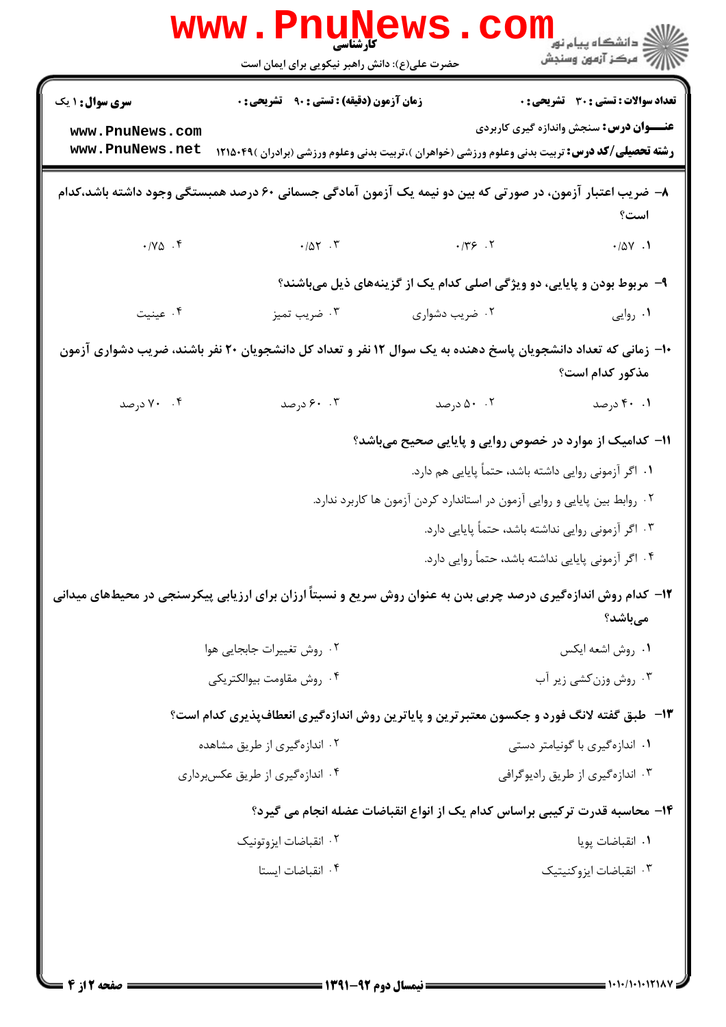۸- ضریب اعتبار آزمون، در صورتی که بین دو نیمه یک آزمون آمادگی جسمانی ۶۰ درصد همبستگی وجود داشته باشد،کدام است؟

۱. ۰/۵۷
۲. ۰/۳۶
۳. ۰/۵۲
۴. ۰/۷۵

۹- مربوط بودن و پایایی، دو ویژگی اصلی کدام یک از گزینه‌های ذیل می‌باشند؟

۱. روایی
۲. ضریب دشواری
۳. ضریب تمیز
۴. عینیت

۱۰- زمانی که تعداد دانشجویان پاسخ دهنده به یک سوال ۱۲ نفر و تعداد کل دانشجویان ۲۰ نفر باشند، ضریب دشواری آزمون مذکور کدام است؟

۱. ۴۰ درصد
۲. ۵۰ درصد
۳. ۶۰ درصد
۴. ۷۰ درصد

۱۱- کدامیک از موارد در خصوص روایی و پایایی صحیح می‌باشد؟

۱. اگر آزمونی روایی داشته باشد، حتماً پایایی هم دارد.
۲. روابط بین پایایی و روایی آزمون در استاندارد کردن آزمون ها کاربرد ندارد.
۳. اگر آزمونی روایی نداشته باشد، حتماً پایایی دارد.
۴. اگر آزمونی پایایی نداشته باشد، حتماً روایی دارد.

۱۲- کدام روش اندازه‌گیری درصد چربی بدن به عنوان روش سریع و نسبتاً ارزان برای ارزیابی پیکرسنجی در محیط‌های میدانی می‌باشد؟

۱. روش اشعه ایکس
۲. روش تغییرات جابجایی هوا
۳. روش وزن‌کشی زیر آب
۴. روش مقاومت بیوالکتریکی

۱۳- طبق گفته لانگ فورد و جکسون معتبرترین و پایاترین روش اندازه‌گیری انعطاف‌پذیری کدام است؟

۱. اندازه‌گیری با گونیامتر دستی
۲. اندازه‌گیری از طریق مشاهده
۳. اندازه‌گیری از طریق رادیوگرافی
۴. اندازه‌گیری از طریق عکس‌برداری

۱۴- محاسبه قدرت ترکیبی براساس کدام یک از انواع انقباضات عضله انجام می گیرد؟

۱. انقباضات پویا
۲. انقباضات ایزوتونیک
۳. انقباضات ایزوکنیتیک
۴. انقباضات ایستا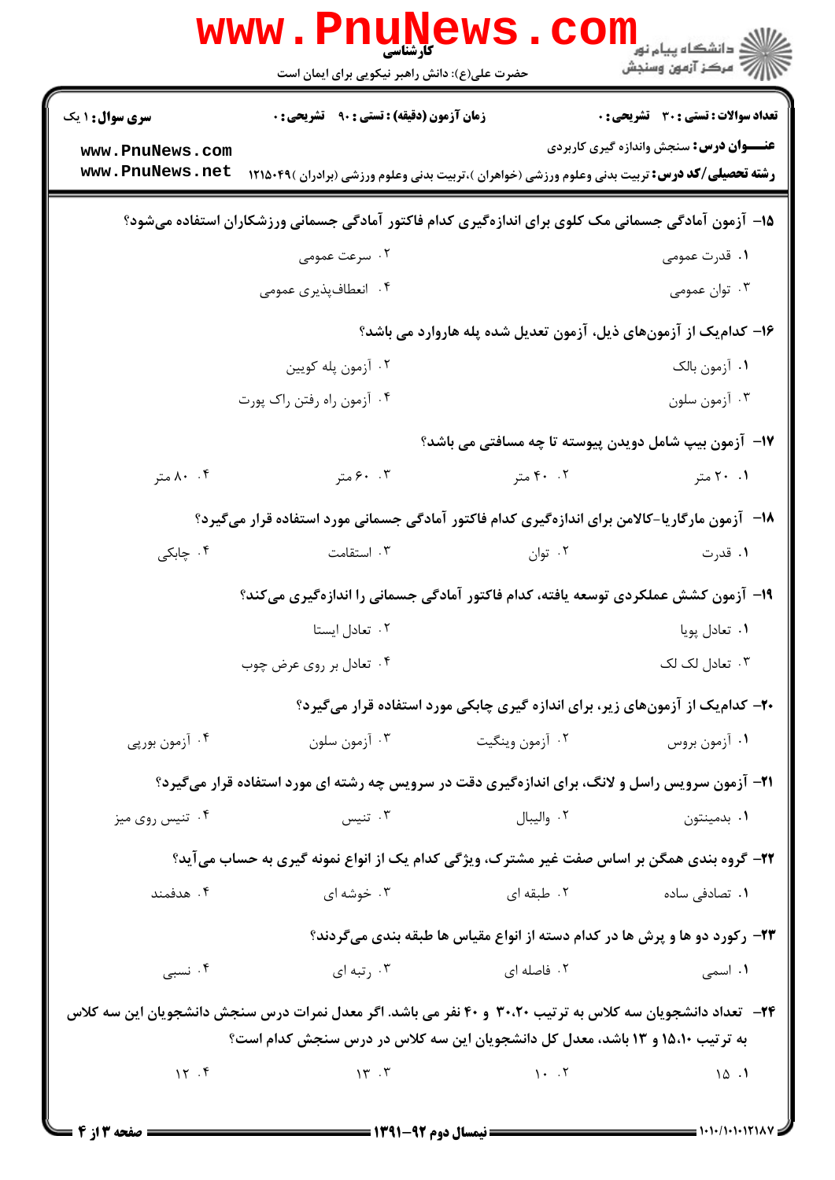**سری سوال:** ۱ یک

**زمان آزمون (دقیقه) : تستی :** ۹۰ **تشریحی :** ۰

**تعداد سوالات : تستی :** ۳۰ **تشریحی :** ۰

**عنـــوان درس:** سنجش واندازه گیری کاربردی

**رشته تحصیلی/کد درس:** تربیت بدنی وعلوم ورزشی (خواهران )،تربیت بدنی وعلوم ورزشی (برادران )۱۲۱۵۰۴۹

---

**۱۵- آزمون آمادگی جسمانی مک کلوی برای اندازه‌گیری کدام فاکتور آمادگی جسمانی ورزشکاران استفاده می‌شود؟**

۱. قدرت عمومی

۲. سرعت عمومی

۳. توان عمومی

۴. انعطاف‌پذیری عمومی

**۱۶- کدام‌یک از آزمون‌های ذیل، آزمون تعدیل شده پله هاروارد می باشد؟**

۱. آزمون بالک

۲. آزمون پله کویین

۳. آزمون سلون

۴. آزمون راه رفتن راک پورت

**۱۷- آزمون بیپ شامل دویدن پیوسته تا چه مسافتی می باشد؟**

۱. ۲۰ متر

۲. ۴۰ متر

۳. ۶۰ متر

۴. ۸۰ متر

**۱۸- آزمون مارگاریا-کالامن برای اندازه‌گیری کدام فاکتور آمادگی جسمانی مورد استفاده قرار می‌گیرد؟**

۱. قدرت

۲. توان

۳. استقامت

۴. چابکی

**۱۹- آزمون کشش عملکردی توسعه یافته، کدام فاکتور آمادگی جسمانی را اندازه‌گیری می‌کند؟**

۱. تعادل پویا

۲. تعادل ایستا

۳. تعادل لک لک

۴. تعادل بر روی عرض چوب

**۲۰- کدام‌یک از آزمون‌های زیر، برای اندازه گیری چابکی مورد استفاده قرار می‌گیرد؟**

۱. آزمون بروس

۲. آزمون وینگیت

۳. آزمون سلون

۴. آزمون بوریی

**۲۱- آزمون سرویس راسل و لانگ، برای اندازه‌گیری دقت در سرویس چه رشته ای مورد استفاده قرار می‌گیرد؟**

۱. بدمینتون

۲. والیبال

۳. تنیس

۴. تنیس روی میز

**۲۲- گروه بندی همگن بر اساس صفت غیر مشترک، ویژگی کدام یک از انواع نمونه گیری به حساب می‌آید؟**

۱. تصادفی ساده

۲. طبقه ای

۳. خوشه ای

۴. هدفمند

**۲۳- رکورد دو ها و پرش ها در کدام دسته از انواع مقیاس ها طبقه بندی می‌گردند؟**

۱. اسمی

۲. فاصله ای

۳. رتبه ای

۴. نسبی

**۲۴- تعداد دانشجویان سه کلاس به ترتیب ۳۰،۲۰ و ۴۰ نفر می باشد. اگر معدل نمرات درس سنجش دانشجویان این سه کلاس به ترتیب ۱۵،۱۰ و ۱۳ باشد، معدل کل دانشجویان این سه کلاس در درس سنجش کدام است؟**

۱. ۱۵

۲. ۱۰

۳. ۱۳

۴. ۱۲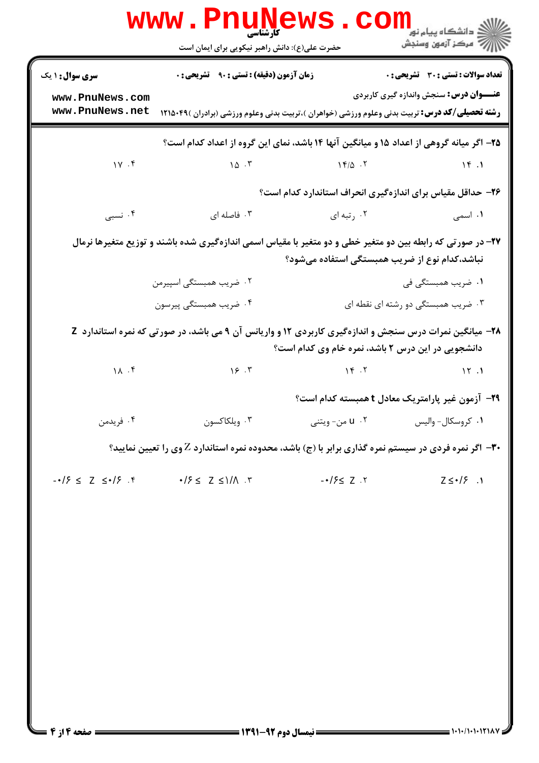کارشناسی

حضرت علی(ع): دانش راهبر نیکویی برای ایمان است

| | | |
|---|---|---|
| **سری سوال:** ۱ یک | **زمان آزمون (دقیقه) : تستی :** ۹۰ **تشریحی :** ۰ | **تعداد سوالات : تستی :** ۳۰ **تشریحی :** ۰ |

**عنـــوان درس:** سنجش واندازه گیری کاربردی

**رشته تحصیلی/کد درس:** تربیت بدنی وعلوم ورزشی (خواهران )،تربیت بدنی وعلوم ورزشی (برادران )۱۲۱۵۰۴۹

**۲۵-** اگر میانه گروهی از اعداد ۱۵ و میانگین آنها ۱۴ باشد، نمای این گروه از اعداد کدام است؟

۱. ۱۴ ۲. ۱۴/۵ ۳. ۱۵ ۴. ۱۷

**۲۶-** حداقل مقیاس برای اندازه‌گیری انحراف استاندارد کدام است؟

۱. اسمی ۲. رتبه ای ۳. فاصله ای ۴. نسبی

**۲۷-** در صورتی که رابطه بین دو متغیر خطی و دو متغیر با مقیاس اسمی اندازه‌گیری شده باشند و توزیع متغیرها نرمال نباشد،کدام نوع از ضریب همبستگی استفاده می‌شود؟

۱. ضریب همبستگی فی ۲. ضریب همبستگی اسپیرمن

۳. ضریب همبستگی دو رشته ای نقطه ای ۴. ضریب همبستگی پیرسون

**۲۸-** میانگین نمرات درس سنجش و اندازه‌گیری کاربردی ۱۲ و واریانس آن ۹ می باشد، در صورتی که نمره استاندارد $Z$ دانشجویی در این درس ۲ باشد، نمره خام وی کدام است؟

۱. ۱۲ ۲. ۱۴ ۳. ۱۶ ۴. ۱۸

**۲۹-** آزمون غیر پارامتریک معادل $t$ همبسته کدام است؟

۱. کروسکال- والیس ۲. u من- ویتنی ۳. ویلکاکسون ۴. فریدمن

**۳۰-** اگر نمره فردی در سیستم نمره گذاری برابر با (ج) باشد، محدوده نمره استاندارد $Z$ وی را تعیین نمایید؟

۱. $Z \leq 0/6$ ۲. $-0/6 \leq Z$ ۳. $0/6 \leq Z \leq 1/8$ ۴. $-0/6 \leq Z \leq 0/6$